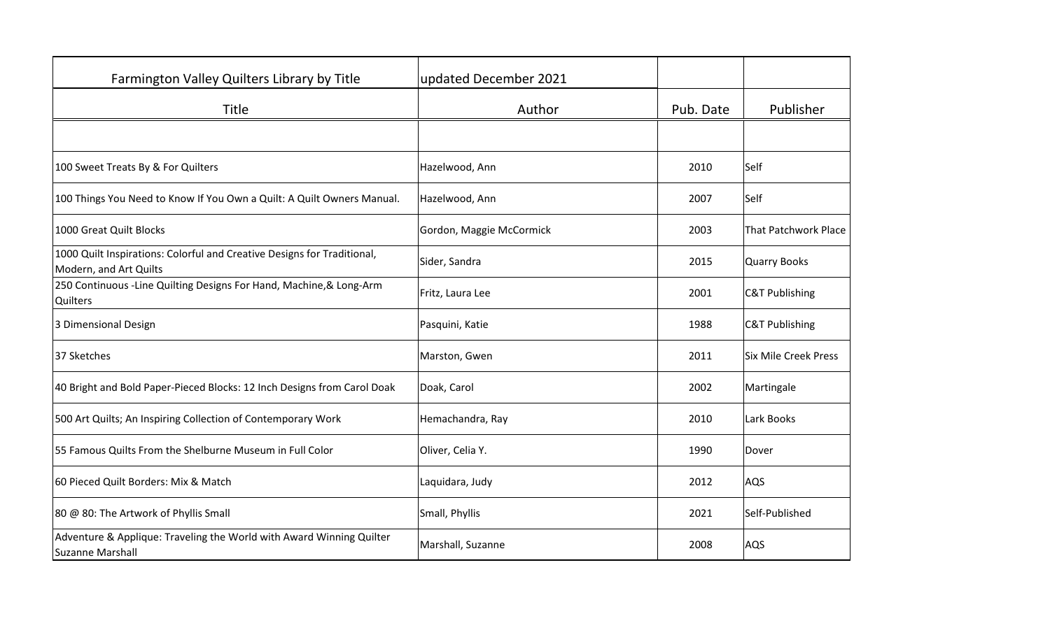| Farmington Valley Quilters Library by Title | updated December 2021 | | |
|---|---|---|---|
| Title | Author | Pub. Date | Publisher |
| | | | |
| 100 Sweet Treats By & For Quilters | Hazelwood, Ann | 2010 | Self |
| 100 Things You Need to Know If You Own a Quilt: A Quilt Owners Manual. | Hazelwood, Ann | 2007 | Self |
| 1000 Great Quilt Blocks | Gordon, Maggie McCormick | 2003 | That Patchwork Place |
| 1000 Quilt Inspirations: Colorful and Creative Designs for Traditional, Modern, and Art Quilts | Sider, Sandra | 2015 | Quarry Books |
| 250 Continuous -Line Quilting Designs For Hand, Machine,& Long-Arm Quilters | Fritz, Laura Lee | 2001 | C&T Publishing |
| 3 Dimensional Design | Pasquini, Katie | 1988 | C&T Publishing |
| 37 Sketches | Marston, Gwen | 2011 | Six Mile Creek Press |
| 40 Bright and Bold Paper-Pieced Blocks: 12 Inch Designs from Carol Doak | Doak, Carol | 2002 | Martingale |
| 500 Art Quilts; An Inspiring Collection of Contemporary Work | Hemachandra, Ray | 2010 | Lark Books |
| 55 Famous Quilts From the Shelburne Museum in Full Color | Oliver, Celia Y. | 1990 | Dover |
| 60 Pieced Quilt Borders: Mix & Match | Laquidara, Judy | 2012 | AQS |
| 80 @ 80: The Artwork of Phyllis Small | Small, Phyllis | 2021 | Self-Published |
| Adventure & Applique: Traveling the World with Award Winning Quilter Suzanne Marshall | Marshall, Suzanne | 2008 | AQS |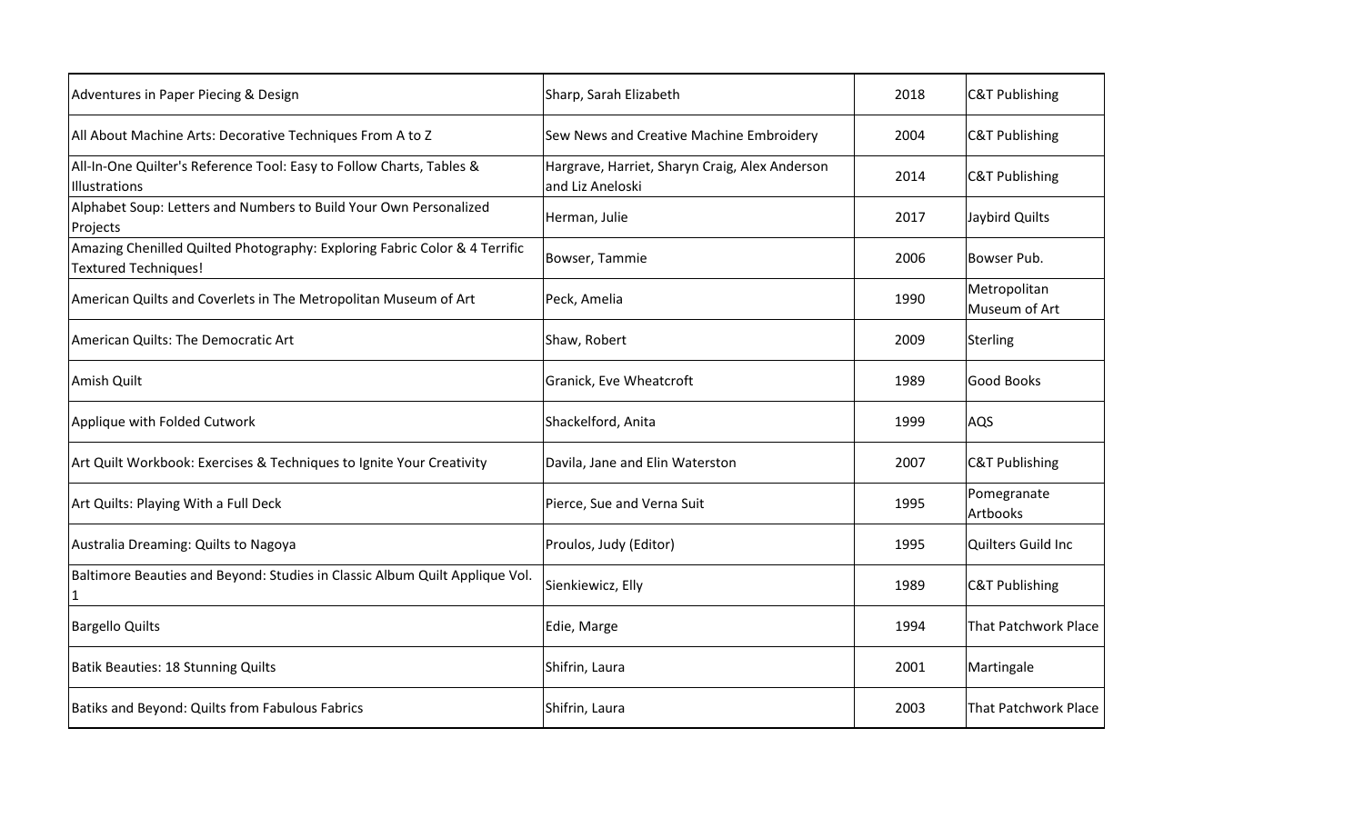| | | | |
|---|---|---|---|
| Adventures in Paper Piecing & Design | Sharp, Sarah Elizabeth | 2018 | C&T Publishing |
| All About Machine Arts: Decorative Techniques From A to Z | Sew News and Creative Machine Embroidery | 2004 | C&T Publishing |
| All-In-One Quilter's Reference Tool: Easy to Follow Charts, Tables & Illustrations | Hargrave, Harriet, Sharyn Craig, Alex Anderson and Liz Aneloski | 2014 | C&T Publishing |
| Alphabet Soup: Letters and Numbers to Build Your Own Personalized Projects | Herman, Julie | 2017 | Jaybird Quilts |
| Amazing Chenilled Quilted Photography: Exploring Fabric Color & 4 Terrific Textured Techniques! | Bowser, Tammie | 2006 | Bowser Pub. |
| American Quilts and Coverlets in The Metropolitan Museum of Art | Peck, Amelia | 1990 | Metropolitan Museum of Art |
| American Quilts: The Democratic Art | Shaw, Robert | 2009 | Sterling |
| Amish Quilt | Granick, Eve Wheatcroft | 1989 | Good Books |
| Applique with Folded Cutwork | Shackelford, Anita | 1999 | AQS |
| Art Quilt Workbook: Exercises & Techniques to Ignite Your Creativity | Davila, Jane and Elin Waterston | 2007 | C&T Publishing |
| Art Quilts: Playing With a Full Deck | Pierce, Sue and Verna Suit | 1995 | Pomegranate Artbooks |
| Australia Dreaming: Quilts to Nagoya | Proulos, Judy (Editor) | 1995 | Quilters Guild Inc |
| Baltimore Beauties and Beyond: Studies in Classic Album Quilt Applique Vol. 1 | Sienkiewicz, Elly | 1989 | C&T Publishing |
| Bargello Quilts | Edie, Marge | 1994 | That Patchwork Place |
| Batik Beauties: 18 Stunning Quilts | Shifrin, Laura | 2001 | Martingale |
| Batiks and Beyond: Quilts from Fabulous Fabrics | Shifrin, Laura | 2003 | That Patchwork Place |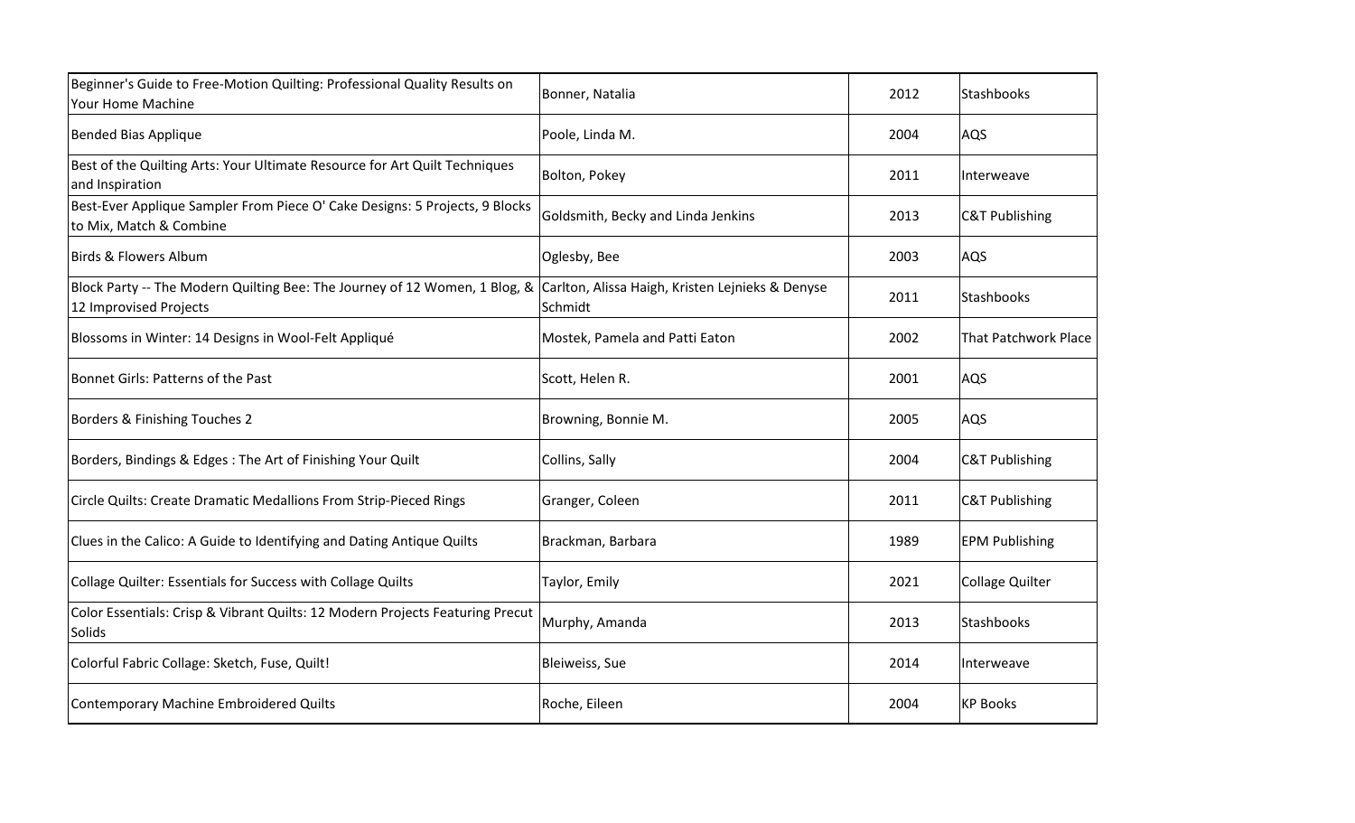| | | | |
|---|---|---|---|
| Beginner's Guide to Free-Motion Quilting: Professional Quality Results on Your Home Machine | Bonner, Natalia | 2012 | Stashbooks |
| Bended Bias Applique | Poole, Linda M. | 2004 | AQS |
| Best of the Quilting Arts: Your Ultimate Resource for Art Quilt Techniques and Inspiration | Bolton, Pokey | 2011 | Interweave |
| Best-Ever Applique Sampler From Piece O' Cake Designs: 5 Projects, 9 Blocks to Mix, Match & Combine | Goldsmith, Becky and Linda Jenkins | 2013 | C&T Publishing |
| Birds & Flowers Album | Oglesby, Bee | 2003 | AQS |
| Block Party -- The Modern Quilting Bee: The Journey of 12 Women, 1 Blog, & 12 Improvised Projects | Carlton, Alissa Haigh, Kristen Lejnieks & Denyse Schmidt | 2011 | Stashbooks |
| Blossoms in Winter: 14 Designs in Wool-Felt Appliqué | Mostek, Pamela and Patti Eaton | 2002 | That Patchwork Place |
| Bonnet Girls: Patterns of the Past | Scott, Helen R. | 2001 | AQS |
| Borders & Finishing Touches 2 | Browning, Bonnie M. | 2005 | AQS |
| Borders, Bindings & Edges : The Art of Finishing Your Quilt | Collins, Sally | 2004 | C&T Publishing |
| Circle Quilts: Create Dramatic Medallions From Strip-Pieced Rings | Granger, Coleen | 2011 | C&T Publishing |
| Clues in the Calico: A Guide to Identifying and Dating Antique Quilts | Brackman, Barbara | 1989 | EPM Publishing |
| Collage Quilter: Essentials for Success with Collage Quilts | Taylor, Emily | 2021 | Collage Quilter |
| Color Essentials: Crisp & Vibrant Quilts: 12 Modern Projects Featuring Precut Solids | Murphy, Amanda | 2013 | Stashbooks |
| Colorful Fabric Collage: Sketch, Fuse, Quilt! | Bleiweiss, Sue | 2014 | Interweave |
| Contemporary Machine Embroidered Quilts | Roche, Eileen | 2004 | KP Books |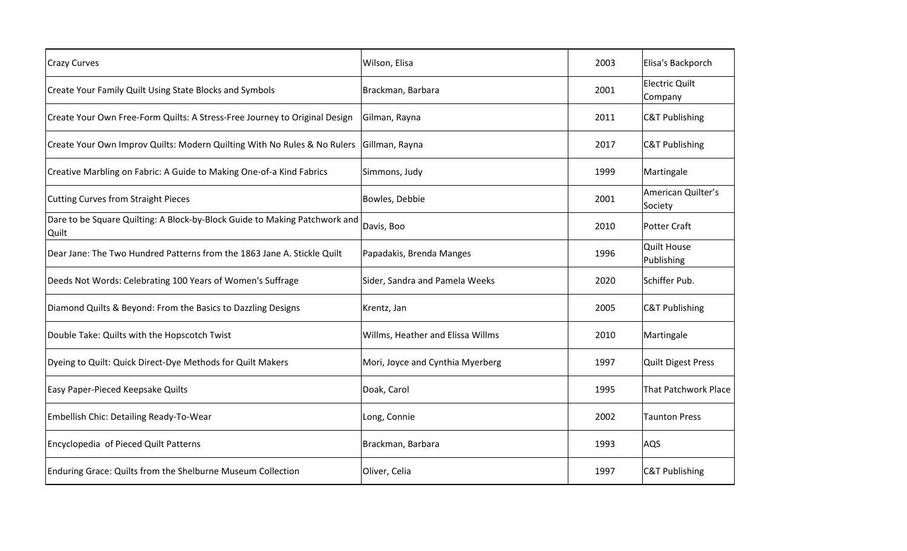| Crazy Curves | Wilson, Elisa | 2003 | Elisa's Backporch |
|---|---|---|---|
| Create Your Family Quilt Using State Blocks and Symbols | Brackman, Barbara | 2001 | Electric Quilt Company |
| Create Your Own Free-Form Quilts: A Stress-Free Journey to Original Design | Gilman, Rayna | 2011 | C&T Publishing |
| Create Your Own Improv Quilts: Modern Quilting With No Rules & No Rulers | Gillman, Rayna | 2017 | C&T Publishing |
| Creative Marbling on Fabric: A Guide to Making One-of-a Kind Fabrics | Simmons, Judy | 1999 | Martingale |
| Cutting Curves from Straight Pieces | Bowles, Debbie | 2001 | American Quilter's Society |
| Dare to be Square Quilting: A Block-by-Block Guide to Making Patchwork and Quilt | Davis, Boo | 2010 | Potter Craft |
| Dear Jane: The Two Hundred Patterns from the 1863 Jane A. Stickle Quilt | Papadakis, Brenda Manges | 1996 | Quilt House Publishing |
| Deeds Not Words: Celebrating 100 Years of Women's Suffrage | Sider, Sandra and Pamela Weeks | 2020 | Schiffer Pub. |
| Diamond Quilts & Beyond: From the Basics to Dazzling Designs | Krentz, Jan | 2005 | C&T Publishing |
| Double Take: Quilts with the Hopscotch Twist | Willms, Heather and Elissa Willms | 2010 | Martingale |
| Dyeing to Quilt: Quick Direct-Dye Methods for Quilt Makers | Mori, Joyce and Cynthia Myerberg | 1997 | Quilt Digest Press |
| Easy Paper-Pieced Keepsake Quilts | Doak, Carol | 1995 | That Patchwork Place |
| Embellish Chic: Detailing Ready-To-Wear | Long, Connie | 2002 | Taunton Press |
| Encyclopedia of Pieced Quilt Patterns | Brackman, Barbara | 1993 | AQS |
| Enduring Grace: Quilts from the Shelburne Museum Collection | Oliver, Celia | 1997 | C&T Publishing |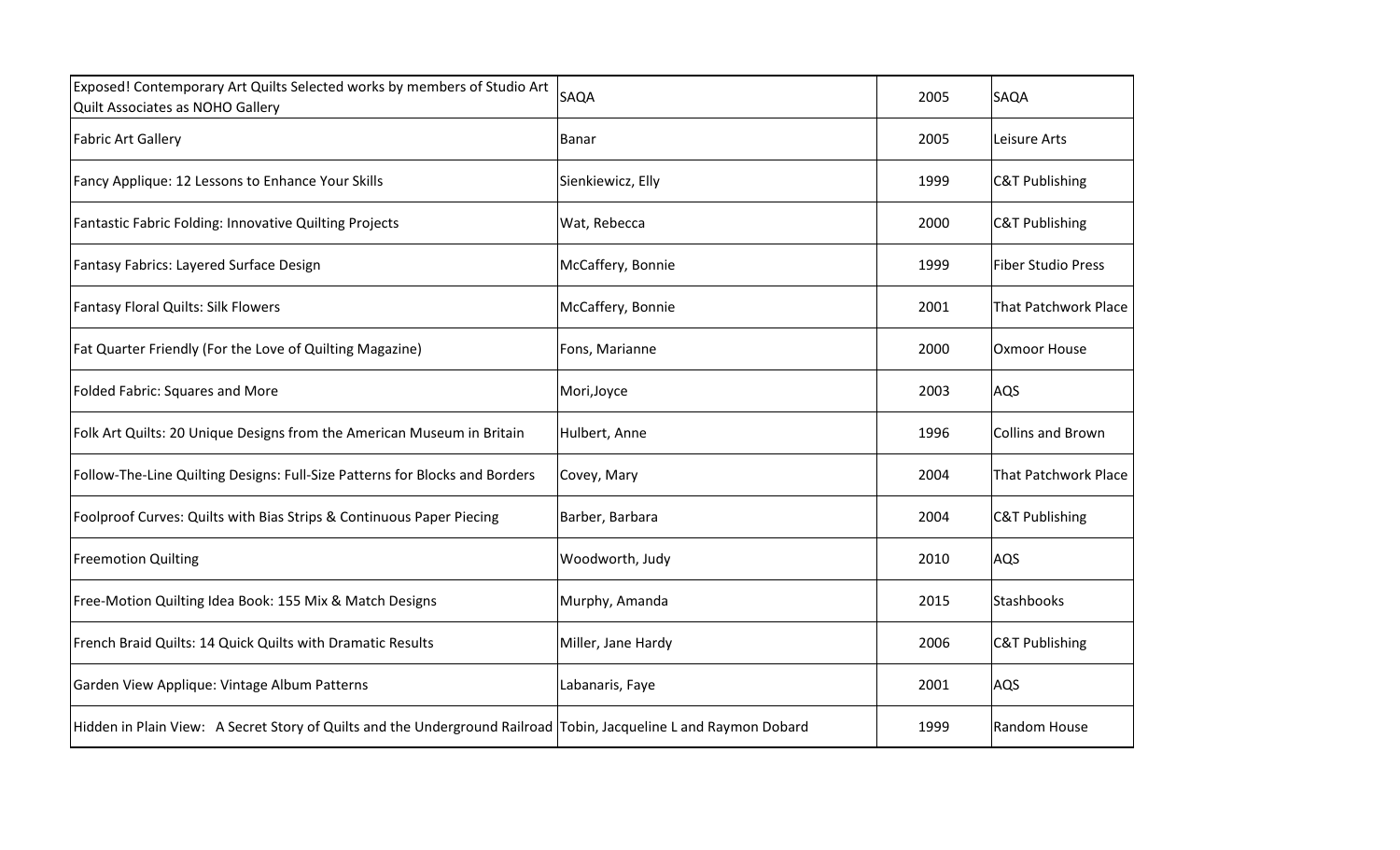| | | | |
|---|---|---|---|
| Exposed! Contemporary Art Quilts Selected works by members of Studio Art Quilt Associates as NOHO Gallery | SAQA | 2005 | SAQA |
| Fabric Art Gallery | Banar | 2005 | Leisure Arts |
| Fancy Applique: 12 Lessons to Enhance Your Skills | Sienkiewicz, Elly | 1999 | C&T Publishing |
| Fantastic Fabric Folding: Innovative Quilting Projects | Wat, Rebecca | 2000 | C&T Publishing |
| Fantasy Fabrics: Layered Surface Design | McCaffery, Bonnie | 1999 | Fiber Studio Press |
| Fantasy Floral Quilts: Silk Flowers | McCaffery, Bonnie | 2001 | That Patchwork Place |
| Fat Quarter Friendly (For the Love of Quilting Magazine) | Fons, Marianne | 2000 | Oxmoor House |
| Folded Fabric: Squares and More | Mori,Joyce | 2003 | AQS |
| Folk Art Quilts: 20 Unique Designs from the American Museum in Britain | Hulbert, Anne | 1996 | Collins and Brown |
| Follow-The-Line Quilting Designs: Full-Size Patterns for Blocks and Borders | Covey, Mary | 2004 | That Patchwork Place |
| Foolproof Curves: Quilts with Bias Strips & Continuous Paper Piecing | Barber, Barbara | 2004 | C&T Publishing |
| Freemotion Quilting | Woodworth, Judy | 2010 | AQS |
| Free-Motion Quilting Idea Book: 155 Mix & Match Designs | Murphy, Amanda | 2015 | Stashbooks |
| French Braid Quilts: 14 Quick Quilts with Dramatic Results | Miller, Jane Hardy | 2006 | C&T Publishing |
| Garden View Applique: Vintage Album Patterns | Labanaris, Faye | 2001 | AQS |
| Hidden in Plain View: A Secret Story of Quilts and the Underground Railroad | Tobin, Jacqueline L and Raymon Dobard | 1999 | Random House |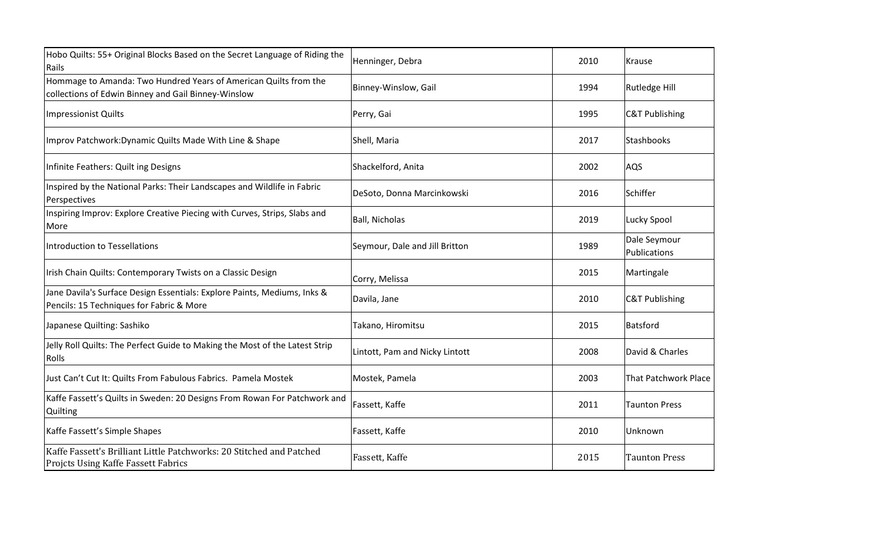| | | | |
|---|---|---|---|
| Hobo Quilts: 55+ Original Blocks Based on the Secret Language of Riding the Rails | Henninger, Debra | 2010 | Krause |
| Hommage to Amanda: Two Hundred Years of American Quilts from the collections of Edwin Binney and Gail Binney-Winslow | Binney-Winslow, Gail | 1994 | Rutledge Hill |
| Impressionist Quilts | Perry, Gai | 1995 | C&T Publishing |
| Improv Patchwork:Dynamic Quilts Made With Line & Shape | Shell, Maria | 2017 | Stashbooks |
| Infinite Feathers: Quilt ing Designs | Shackelford, Anita | 2002 | AQS |
| Inspired by the National Parks: Their Landscapes and Wildlife in Fabric Perspectives | DeSoto, Donna Marcinkowski | 2016 | Schiffer |
| Inspiring Improv: Explore Creative Piecing with Curves, Strips, Slabs and More | Ball, Nicholas | 2019 | Lucky Spool |
| Introduction to Tessellations | Seymour, Dale and Jill Britton | 1989 | Dale Seymour Publications |
| Irish Chain Quilts: Contemporary Twists on a Classic Design | Corry, Melissa | 2015 | Martingale |
| Jane Davila's Surface Design Essentials: Explore Paints, Mediums, Inks & Pencils: 15 Techniques for Fabric & More | Davila, Jane | 2010 | C&T Publishing |
| Japanese Quilting: Sashiko | Takano, Hiromitsu | 2015 | Batsford |
| Jelly Roll Quilts: The Perfect Guide to Making the Most of the Latest Strip Rolls | Lintott, Pam and Nicky Lintott | 2008 | David & Charles |
| Just Can't Cut It: Quilts From Fabulous Fabrics. Pamela Mostek | Mostek, Pamela | 2003 | That Patchwork Place |
| Kaffe Fassett's Quilts in Sweden: 20 Designs From Rowan For Patchwork and Quilting | Fassett, Kaffe | 2011 | Taunton Press |
| Kaffe Fassett's Simple Shapes | Fassett, Kaffe | 2010 | Unknown |
| Kaffe Fassett's Brilliant Little Patchworks: 20 Stitched and Patched Projcts Using Kaffe Fassett Fabrics | Fassett, Kaffe | 2015 | Taunton Press |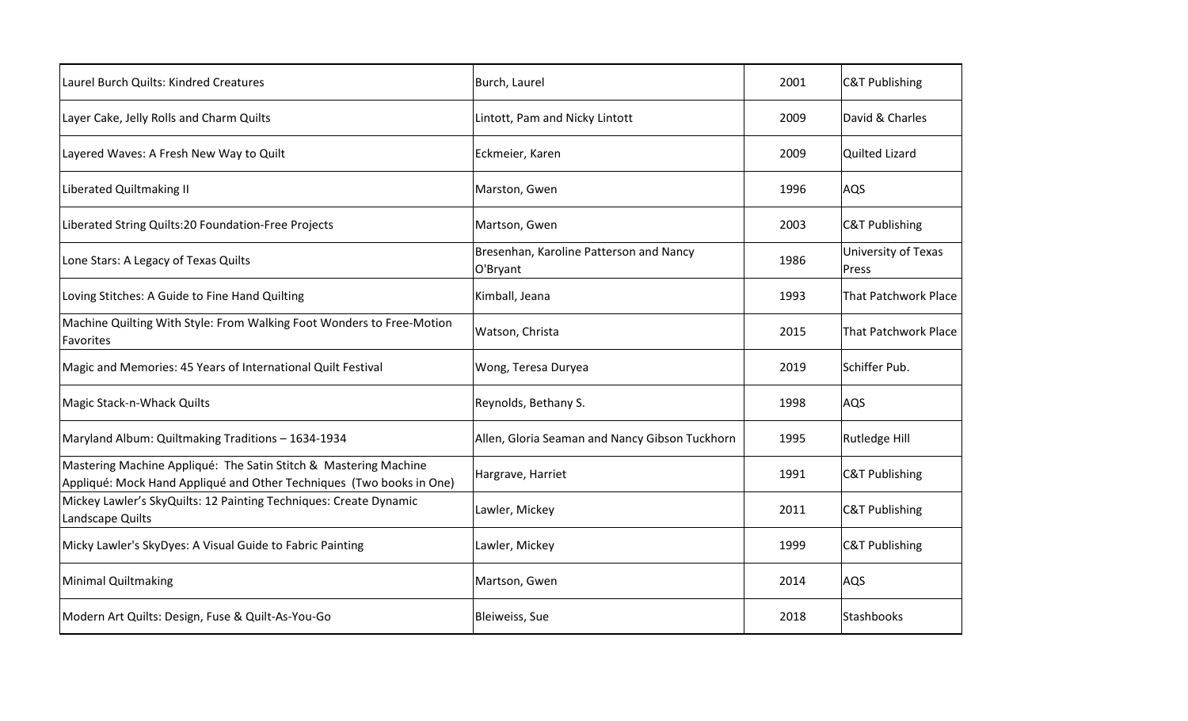| | | | |
|---|---|---|---|
| Laurel Burch Quilts: Kindred Creatures | Burch, Laurel | 2001 | C&T Publishing |
| Layer Cake, Jelly Rolls and Charm Quilts | Lintott, Pam and Nicky Lintott | 2009 | David & Charles |
| Layered Waves: A Fresh New Way to Quilt | Eckmeier, Karen | 2009 | Quilted Lizard |
| Liberated Quiltmaking II | Marston, Gwen | 1996 | AQS |
| Liberated String Quilts:20 Foundation-Free Projects | Martson, Gwen | 2003 | C&T Publishing |
| Lone Stars: A Legacy of Texas Quilts | Bresenhan, Karoline Patterson and Nancy O'Bryant | 1986 | University of Texas Press |
| Loving Stitches: A Guide to Fine Hand Quilting | Kimball, Jeana | 1993 | That Patchwork Place |
| Machine Quilting With Style: From Walking Foot Wonders to Free-Motion Favorites | Watson, Christa | 2015 | That Patchwork Place |
| Magic and Memories: 45 Years of International Quilt Festival | Wong, Teresa Duryea | 2019 | Schiffer Pub. |
| Magic Stack-n-Whack Quilts | Reynolds, Bethany S. | 1998 | AQS |
| Maryland Album: Quiltmaking Traditions – 1634-1934 | Allen, Gloria Seaman and Nancy Gibson Tuckhorn | 1995 | Rutledge Hill |
| Mastering Machine Appliqué: The Satin Stitch & Mastering Machine Appliqué: Mock Hand Appliqué and Other Techniques (Two books in One) | Hargrave, Harriet | 1991 | C&T Publishing |
| Mickey Lawler's SkyQuilts: 12 Painting Techniques: Create Dynamic Landscape Quilts | Lawler, Mickey | 2011 | C&T Publishing |
| Micky Lawler's SkyDyes: A Visual Guide to Fabric Painting | Lawler, Mickey | 1999 | C&T Publishing |
| Minimal Quiltmaking | Martson, Gwen | 2014 | AQS |
| Modern Art Quilts: Design, Fuse & Quilt-As-You-Go | Bleiweiss, Sue | 2018 | Stashbooks |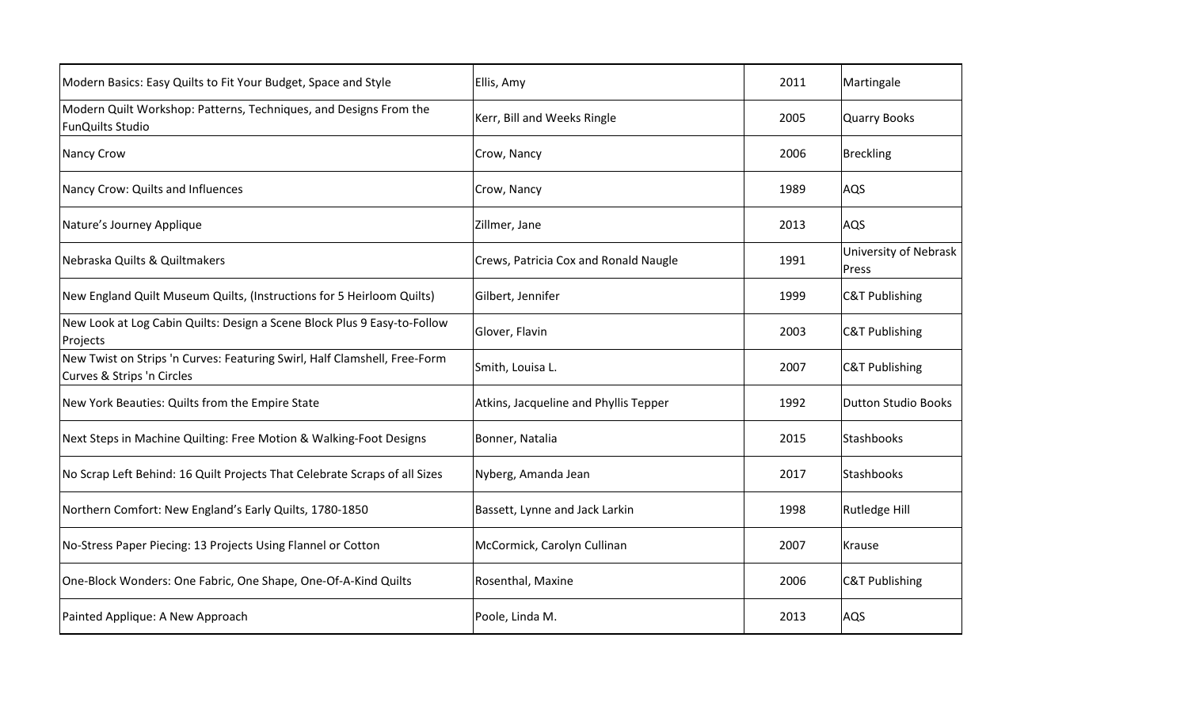| | | | |
|---|---|---|---|
| Modern Basics: Easy Quilts to Fit Your Budget, Space and Style | Ellis, Amy | 2011 | Martingale |
| Modern Quilt Workshop: Patterns, Techniques, and Designs From the FunQuilts Studio | Kerr, Bill and Weeks Ringle | 2005 | Quarry Books |
| Nancy Crow | Crow, Nancy | 2006 | Breckling |
| Nancy Crow: Quilts and Influences | Crow, Nancy | 1989 | AQS |
| Nature's Journey Applique | Zillmer, Jane | 2013 | AQS |
| Nebraska Quilts & Quiltmakers | Crews, Patricia Cox and Ronald Naugle | 1991 | University of Nebrask Press |
| New England Quilt Museum Quilts, (Instructions for 5 Heirloom Quilts) | Gilbert, Jennifer | 1999 | C&T Publishing |
| New Look at Log Cabin Quilts: Design a Scene Block Plus 9 Easy-to-Follow Projects | Glover, Flavin | 2003 | C&T Publishing |
| New Twist on Strips 'n Curves: Featuring Swirl, Half Clamshell, Free-Form Curves & Strips 'n Circles | Smith, Louisa L. | 2007 | C&T Publishing |
| New York Beauties: Quilts from the Empire State | Atkins, Jacqueline and Phyllis Tepper | 1992 | Dutton Studio Books |
| Next Steps in Machine Quilting: Free Motion & Walking-Foot Designs | Bonner, Natalia | 2015 | Stashbooks |
| No Scrap Left Behind: 16 Quilt Projects That Celebrate Scraps of all Sizes | Nyberg, Amanda Jean | 2017 | Stashbooks |
| Northern Comfort: New England's Early Quilts, 1780-1850 | Bassett, Lynne and Jack Larkin | 1998 | Rutledge Hill |
| No-Stress Paper Piecing: 13 Projects Using Flannel or Cotton | McCormick, Carolyn Cullinan | 2007 | Krause |
| One-Block Wonders: One Fabric, One Shape, One-Of-A-Kind Quilts | Rosenthal, Maxine | 2006 | C&T Publishing |
| Painted Applique: A New Approach | Poole, Linda M. | 2013 | AQS |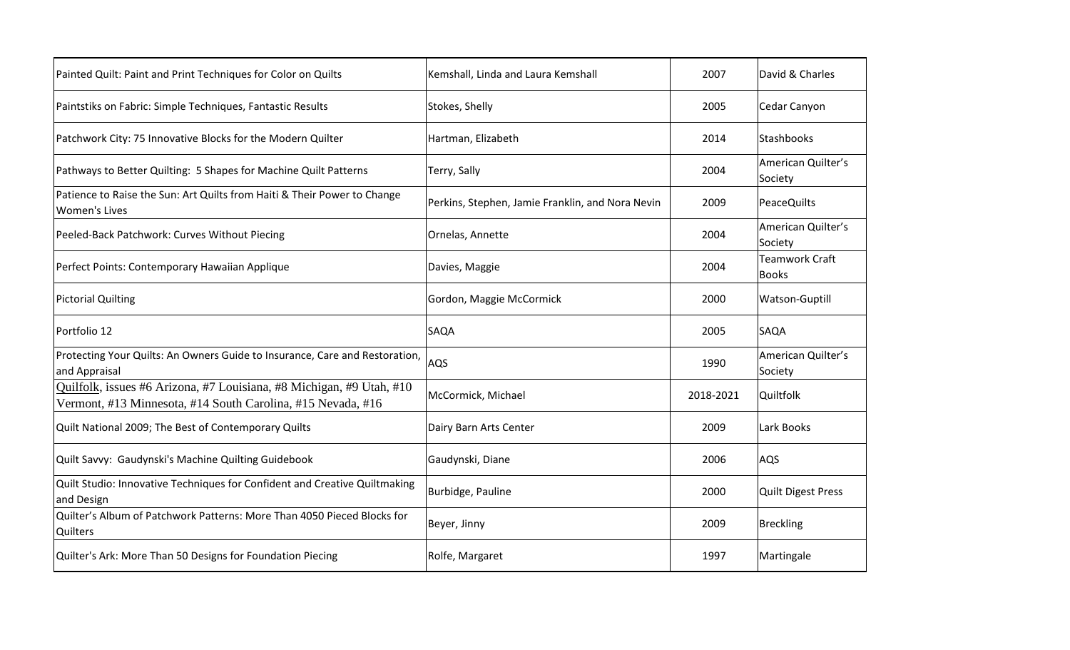| Painted Quilt: Paint and Print Techniques for Color on Quilts | Kemshall, Linda and Laura Kemshall | 2007 | David & Charles |
|---|---|---|---|
| Paintstiks on Fabric: Simple Techniques, Fantastic Results | Stokes, Shelly | 2005 | Cedar Canyon |
| Patchwork City: 75 Innovative Blocks for the Modern Quilter | Hartman, Elizabeth | 2014 | Stashbooks |
| Pathways to Better Quilting: 5 Shapes for Machine Quilt Patterns | Terry, Sally | 2004 | American Quilter's Society |
| Patience to Raise the Sun: Art Quilts from Haiti & Their Power to Change Women's Lives | Perkins, Stephen, Jamie Franklin, and Nora Nevin | 2009 | PeaceQuilts |
| Peeled-Back Patchwork: Curves Without Piecing | Ornelas, Annette | 2004 | American Quilter's Society |
| Perfect Points: Contemporary Hawaiian Applique | Davies, Maggie | 2004 | Teamwork Craft Books |
| Pictorial Quilting | Gordon, Maggie McCormick | 2000 | Watson-Guptill |
| Portfolio 12 | SAQA | 2005 | SAQA |
| Protecting Your Quilts: An Owners Guide to Insurance, Care and Restoration, and Appraisal | AQS | 1990 | American Quilter's Society |
| Quilfolk, issues #6 Arizona, #7 Louisiana, #8 Michigan, #9 Utah, #10 Vermont, #13 Minnesota, #14 South Carolina, #15 Nevada, #16 | McCormick, Michael | 2018-2021 | Quiltfolk |
| Quilt National 2009; The Best of Contemporary Quilts | Dairy Barn Arts Center | 2009 | Lark Books |
| Quilt Savvy: Gaudynski's Machine Quilting Guidebook | Gaudynski, Diane | 2006 | AQS |
| Quilt Studio: Innovative Techniques for Confident and Creative Quiltmaking and Design | Burbidge, Pauline | 2000 | Quilt Digest Press |
| Quilter's Album of Patchwork Patterns: More Than 4050 Pieced Blocks for Quilters | Beyer, Jinny | 2009 | Breckling |
| Quilter's Ark: More Than 50 Designs for Foundation Piecing | Rolfe, Margaret | 1997 | Martingale |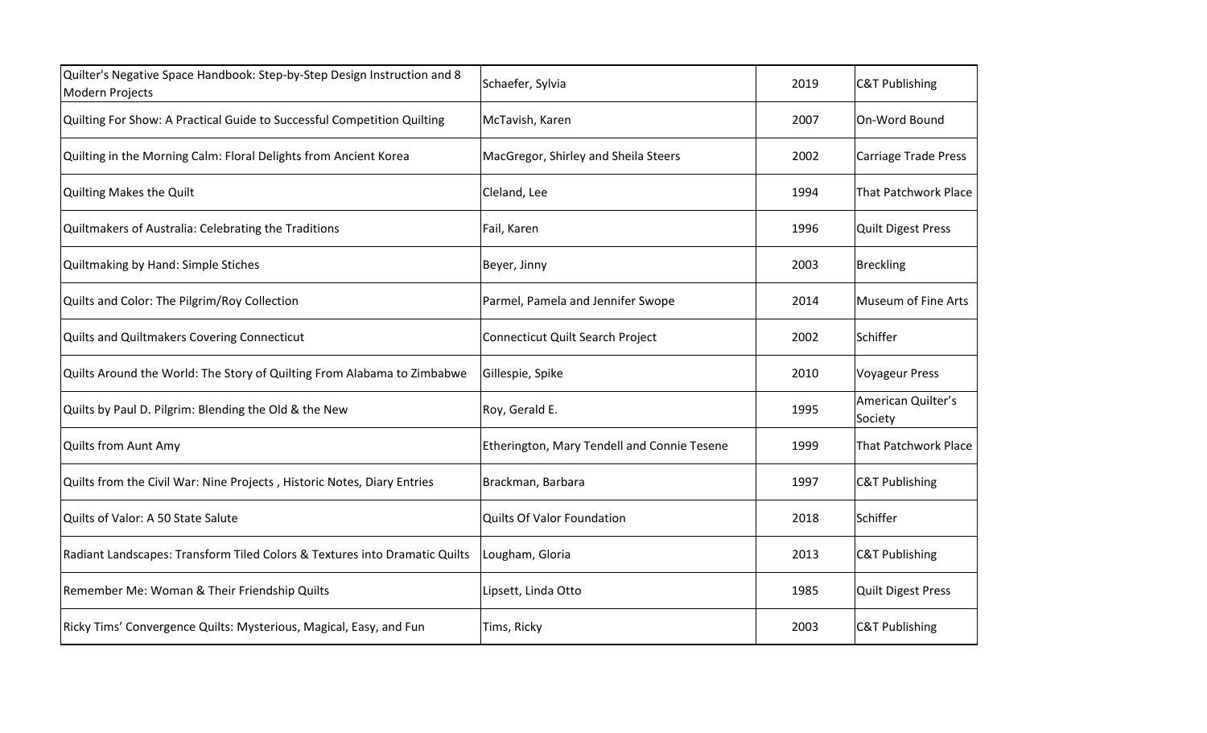| Quilter's Negative Space Handbook: Step-by-Step Design Instruction and 8 Modern Projects | Schaefer, Sylvia | 2019 | C&T Publishing |
|---|---|---|---|
| Quilting For Show: A Practical Guide to Successful Competition Quilting | McTavish, Karen | 2007 | On-Word Bound |
| Quilting in the Morning Calm: Floral Delights from Ancient Korea | MacGregor, Shirley and Sheila Steers | 2002 | Carriage Trade Press |
| Quilting Makes the Quilt | Cleland, Lee | 1994 | That Patchwork Place |
| Quiltmakers of Australia: Celebrating the Traditions | Fail, Karen | 1996 | Quilt Digest Press |
| Quiltmaking by Hand: Simple Stiches | Beyer, Jinny | 2003 | Breckling |
| Quilts and Color: The Pilgrim/Roy Collection | Parmel, Pamela and Jennifer Swope | 2014 | Museum of Fine Arts |
| Quilts and Quiltmakers Covering Connecticut | Connecticut Quilt Search Project | 2002 | Schiffer |
| Quilts Around the World: The Story of Quilting From Alabama to Zimbabwe | Gillespie, Spike | 2010 | Voyageur Press |
| Quilts by Paul D. Pilgrim: Blending the Old & the New | Roy, Gerald E. | 1995 | American Quilter's Society |
| Quilts from Aunt Amy | Etherington, Mary Tendell and Connie Tesene | 1999 | That Patchwork Place |
| Quilts from the Civil War: Nine Projects , Historic Notes, Diary Entries | Brackman, Barbara | 1997 | C&T Publishing |
| Quilts of Valor: A 50 State Salute | Quilts Of Valor Foundation | 2018 | Schiffer |
| Radiant Landscapes: Transform Tiled Colors & Textures into Dramatic Quilts | Lougham, Gloria | 2013 | C&T Publishing |
| Remember Me: Woman & Their Friendship Quilts | Lipsett, Linda Otto | 1985 | Quilt Digest Press |
| Ricky Tims' Convergence Quilts: Mysterious, Magical, Easy, and Fun | Tims, Ricky | 2003 | C&T Publishing |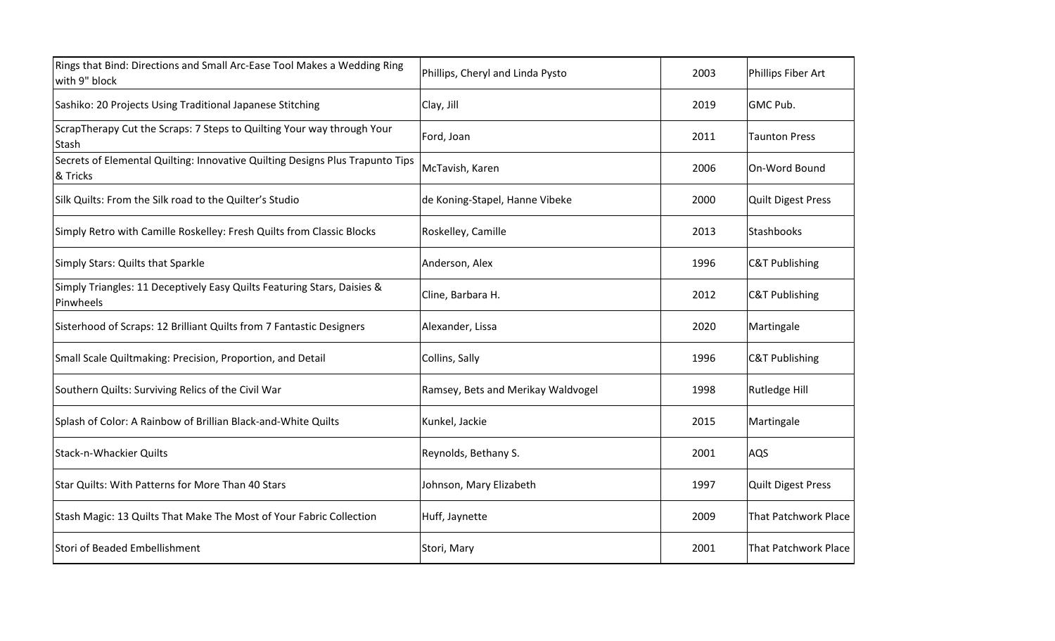| | | | |
|---|---|---|---|
| Rings that Bind: Directions and Small Arc-Ease Tool Makes a Wedding Ring with 9" block | Phillips, Cheryl and Linda Pysto | 2003 | Phillips Fiber Art |
| Sashiko: 20 Projects Using Traditional Japanese Stitching | Clay, Jill | 2019 | GMC Pub. |
| ScrapTherapy Cut the Scraps: 7 Steps to Quilting Your way through Your Stash | Ford, Joan | 2011 | Taunton Press |
| Secrets of Elemental Quilting: Innovative Quilting Designs Plus Trapunto Tips & Tricks | McTavish, Karen | 2006 | On-Word Bound |
| Silk Quilts: From the Silk road to the Quilter's Studio | de Koning-Stapel, Hanne Vibeke | 2000 | Quilt Digest Press |
| Simply Retro with Camille Roskelley: Fresh Quilts from Classic Blocks | Roskelley, Camille | 2013 | Stashbooks |
| Simply Stars: Quilts that Sparkle | Anderson, Alex | 1996 | C&T Publishing |
| Simply Triangles: 11 Deceptively Easy Quilts Featuring Stars, Daisies & Pinwheels | Cline, Barbara H. | 2012 | C&T Publishing |
| Sisterhood of Scraps: 12 Brilliant Quilts from 7 Fantastic Designers | Alexander, Lissa | 2020 | Martingale |
| Small Scale Quiltmaking: Precision, Proportion, and Detail | Collins, Sally | 1996 | C&T Publishing |
| Southern Quilts: Surviving Relics of the Civil War | Ramsey, Bets and Merikay Waldvogel | 1998 | Rutledge Hill |
| Splash of Color: A Rainbow of Brillian Black-and-White Quilts | Kunkel, Jackie | 2015 | Martingale |
| Stack-n-Whackier Quilts | Reynolds, Bethany S. | 2001 | AQS |
| Star Quilts: With Patterns for More Than 40 Stars | Johnson, Mary Elizabeth | 1997 | Quilt Digest Press |
| Stash Magic: 13 Quilts That Make The Most of Your Fabric Collection | Huff, Jaynette | 2009 | That Patchwork Place |
| Stori of Beaded Embellishment | Stori, Mary | 2001 | That Patchwork Place |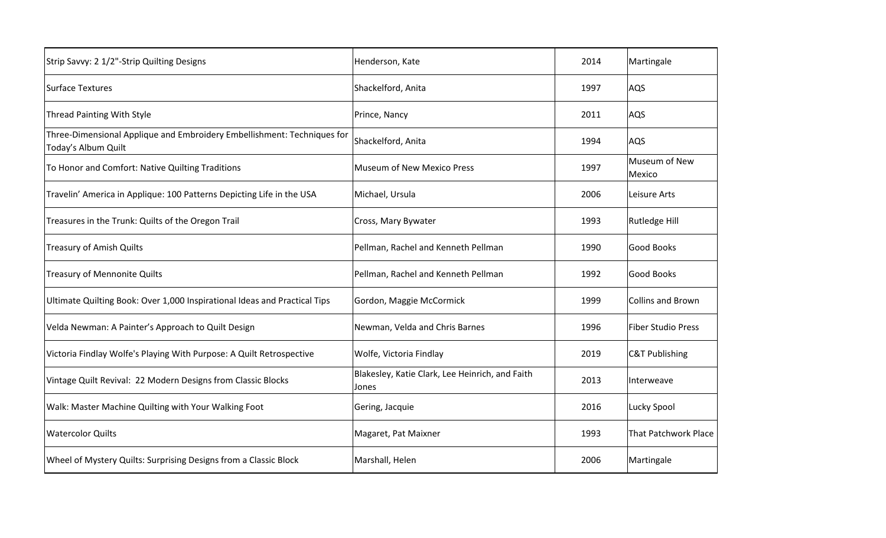| | | | |
|---|---|---|---|
| Strip Savvy: 2 1/2"-Strip Quilting Designs | Henderson, Kate | 2014 | Martingale |
| Surface Textures | Shackelford, Anita | 1997 | AQS |
| Thread Painting With Style | Prince, Nancy | 2011 | AQS |
| Three-Dimensional Applique and Embroidery Embellishment: Techniques for Today's Album Quilt | Shackelford, Anita | 1994 | AQS |
| To Honor and Comfort: Native Quilting Traditions | Museum of New Mexico Press | 1997 | Museum of New Mexico |
| Travelin' America in Applique: 100 Patterns Depicting Life in the USA | Michael, Ursula | 2006 | Leisure Arts |
| Treasures in the Trunk: Quilts of the Oregon Trail | Cross, Mary Bywater | 1993 | Rutledge Hill |
| Treasury of Amish Quilts | Pellman, Rachel and Kenneth Pellman | 1990 | Good Books |
| Treasury of Mennonite Quilts | Pellman, Rachel and Kenneth Pellman | 1992 | Good Books |
| Ultimate Quilting Book: Over 1,000 Inspirational Ideas and Practical Tips | Gordon, Maggie McCormick | 1999 | Collins and Brown |
| Velda Newman: A Painter's Approach to Quilt Design | Newman, Velda and Chris Barnes | 1996 | Fiber Studio Press |
| Victoria Findlay Wolfe's Playing With Purpose: A Quilt Retrospective | Wolfe, Victoria Findlay | 2019 | C&T Publishing |
| Vintage Quilt Revival: 22 Modern Designs from Classic Blocks | Blakesley, Katie Clark, Lee Heinrich, and Faith Jones | 2013 | Interweave |
| Walk: Master Machine Quilting with Your Walking Foot | Gering, Jacquie | 2016 | Lucky Spool |
| Watercolor Quilts | Magaret, Pat Maixner | 1993 | That Patchwork Place |
| Wheel of Mystery Quilts: Surprising Designs from a Classic Block | Marshall, Helen | 2006 | Martingale |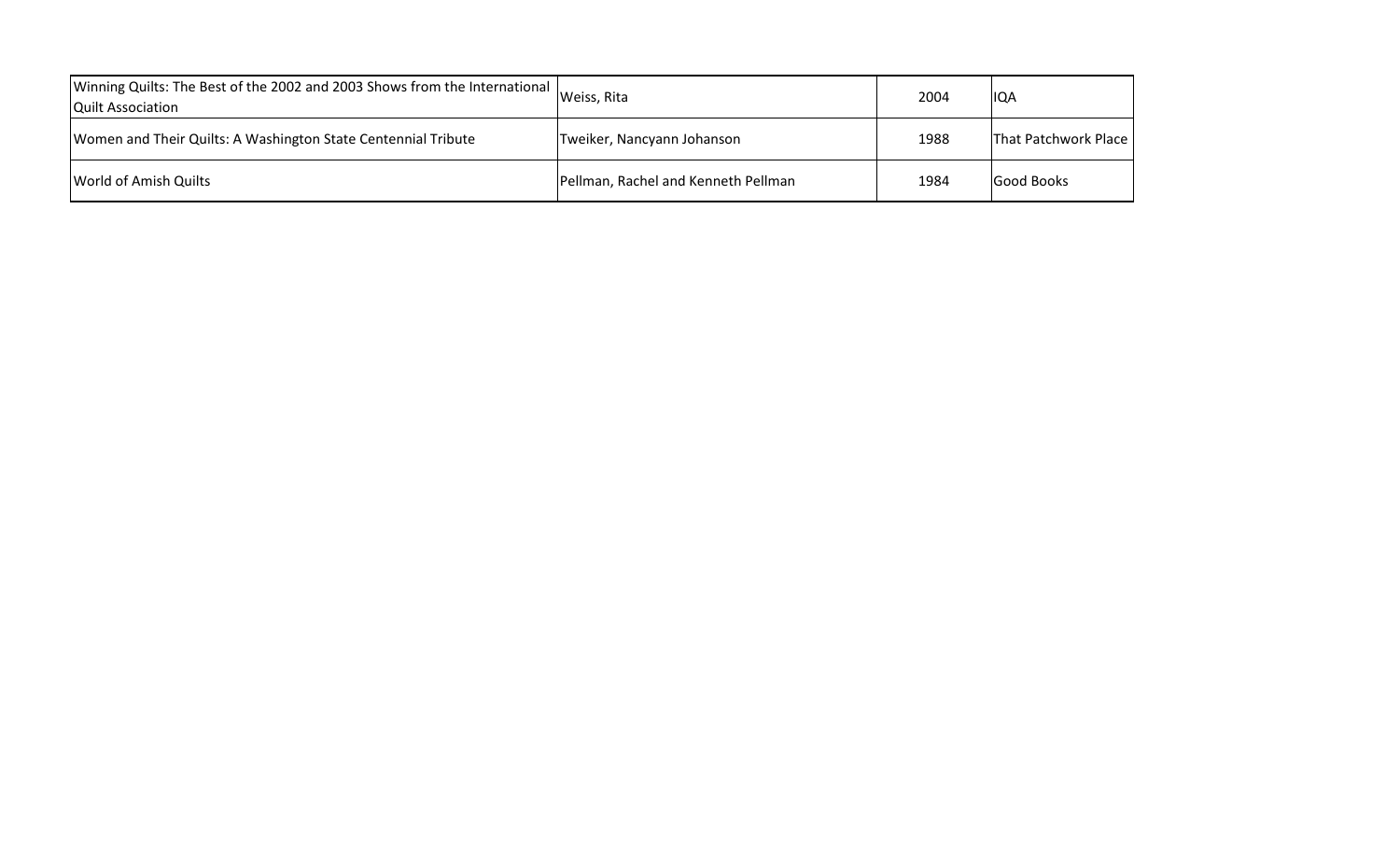| | | | |
|---|---|---|---|
| Winning Quilts: The Best of the 2002 and 2003 Shows from the International Quilt Association | Weiss, Rita | 2004 | IQA |
| Women and Their Quilts: A Washington State Centennial Tribute | Tweiker, Nancyann Johanson | 1988 | That Patchwork Place |
| World of Amish Quilts | Pellman, Rachel and Kenneth Pellman | 1984 | Good Books |